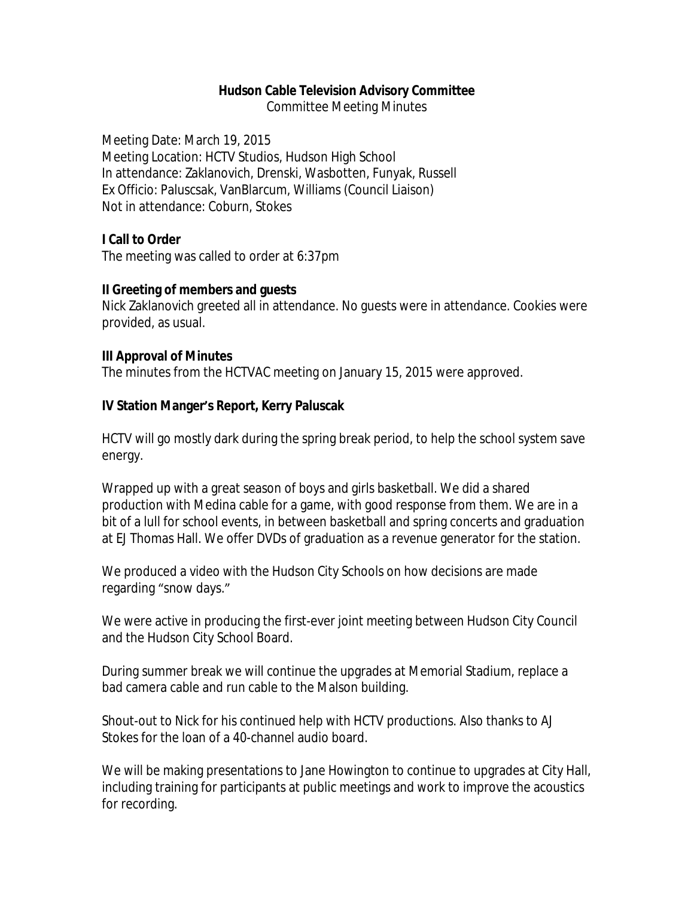# Hudson Cable Television Advisory Committee

Committee Meeting Minutes

Meeting Date: March 19, 2015
Meeting Location: HCTV Studios, Hudson High School
In attendance: Zaklanovich, Drenski, Wasbotten, Funyak, Russell
Ex Officio: Paluscsak, VanBlarcum, Williams (Council Liaison)
Not in attendance: Coburn, Stokes

**I Call to Order**

The meeting was called to order at 6:37pm

**II Greeting of members and guests**

Nick Zaklanovich greeted all in attendance. No guests were in attendance. Cookies were provided, as usual.

**III Approval of Minutes**

The minutes from the HCTVAC meeting on January 15, 2015 were approved.

**IV Station Manger's Report, Kerry Paluscak**

HCTV will go mostly dark during the spring break period, to help the school system save energy.

Wrapped up with a great season of boys and girls basketball. We did a shared production with Medina cable for a game, with good response from them. We are in a bit of a lull for school events, in between basketball and spring concerts and graduation at EJ Thomas Hall. We offer DVDs of graduation as a revenue generator for the station.

We produced a video with the Hudson City Schools on how decisions are made regarding "snow days."

We were active in producing the first-ever joint meeting between Hudson City Council and the Hudson City School Board.

During summer break we will continue the upgrades at Memorial Stadium, replace a bad camera cable and run cable to the Malson building.

Shout-out to Nick for his continued help with HCTV productions. Also thanks to AJ Stokes for the loan of a 40-channel audio board.

We will be making presentations to Jane Howington to continue to upgrades at City Hall, including training for participants at public meetings and work to improve the acoustics for recording.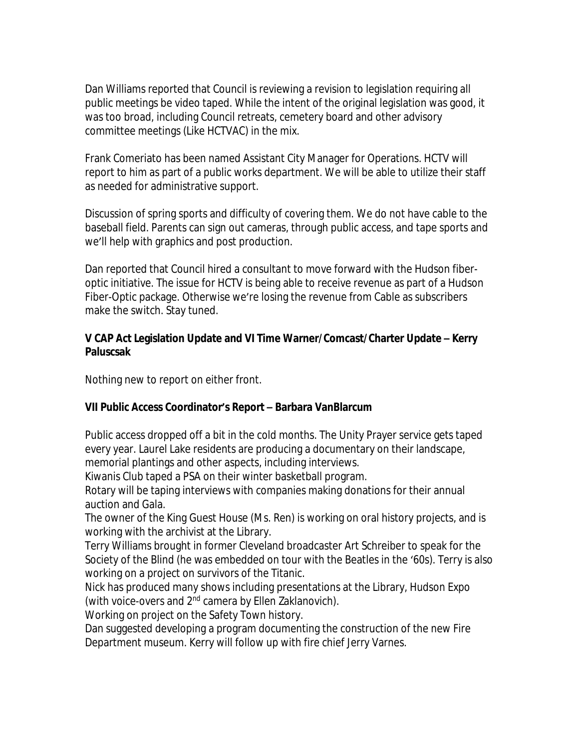Dan Williams reported that Council is reviewing a revision to legislation requiring all public meetings be video taped. While the intent of the original legislation was good, it was too broad, including Council retreats, cemetery board and other advisory committee meetings (Like HCTVAC) in the mix.

Frank Comeriato has been named Assistant City Manager for Operations. HCTV will report to him as part of a public works department. We will be able to utilize their staff as needed for administrative support.

Discussion of spring sports and difficulty of covering them. We do not have cable to the baseball field. Parents can sign out cameras, through public access, and tape sports and we'll help with graphics and post production.

Dan reported that Council hired a consultant to move forward with the Hudson fiber-optic initiative. The issue for HCTV is being able to receive revenue as part of a Hudson Fiber-Optic package. Otherwise we're losing the revenue from Cable as subscribers make the switch. Stay tuned.

**V CAP Act Legislation Update and VI Time Warner/Comcast/Charter Update – Kerry Paluscsak**

Nothing new to report on either front.

**VII Public Access Coordinator's Report – Barbara VanBlarcum**

Public access dropped off a bit in the cold months. The Unity Prayer service gets taped every year. Laurel Lake residents are producing a documentary on their landscape, memorial plantings and other aspects, including interviews.
Kiwanis Club taped a PSA on their winter basketball program.
Rotary will be taping interviews with companies making donations for their annual auction and Gala.
The owner of the King Guest House (Ms. Ren) is working on oral history projects, and is working with the archivist at the Library.
Terry Williams brought in former Cleveland broadcaster Art Schreiber to speak for the Society of the Blind (he was embedded on tour with the Beatles in the '60s). Terry is also working on a project on survivors of the Titanic.
Nick has produced many shows including presentations at the Library, Hudson Expo (with voice-overs and 2nd camera by Ellen Zaklanovich).
Working on project on the Safety Town history.
Dan suggested developing a program documenting the construction of the new Fire Department museum. Kerry will follow up with fire chief Jerry Varnes.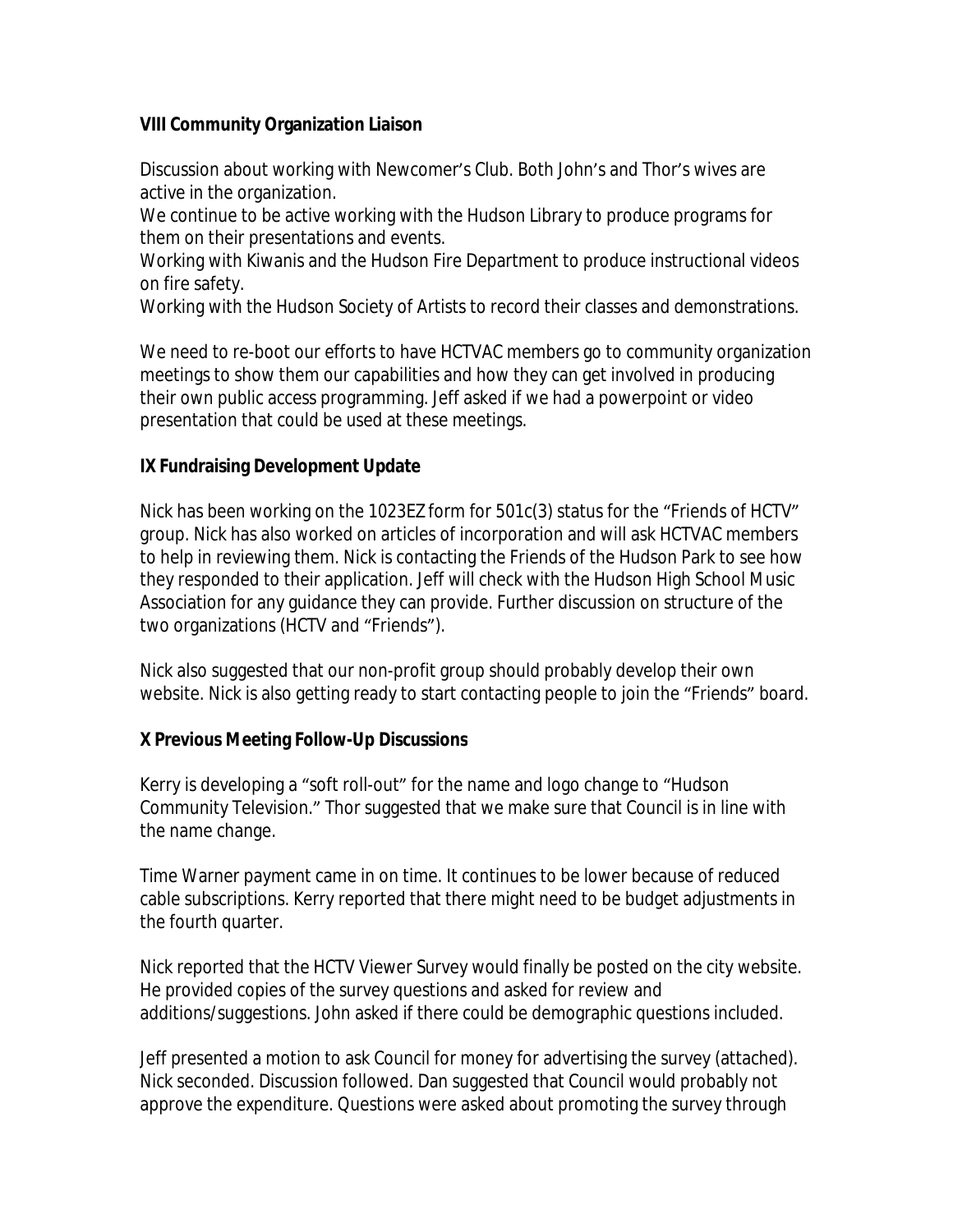**VIII Community Organization Liaison**

Discussion about working with Newcomer's Club. Both John's and Thor's wives are active in the organization.
We continue to be active working with the Hudson Library to produce programs for them on their presentations and events.
Working with Kiwanis and the Hudson Fire Department to produce instructional videos on fire safety.
Working with the Hudson Society of Artists to record their classes and demonstrations.

We need to re-boot our efforts to have HCTVAC members go to community organization meetings to show them our capabilities and how they can get involved in producing their own public access programming. Jeff asked if we had a powerpoint or video presentation that could be used at these meetings.

**IX Fundraising Development Update**

Nick has been working on the 1023EZ form for 501c(3) status for the "Friends of HCTV" group. Nick has also worked on articles of incorporation and will ask HCTVAC members to help in reviewing them. Nick is contacting the Friends of the Hudson Park to see how they responded to their application. Jeff will check with the Hudson High School Music Association for any guidance they can provide. Further discussion on structure of the two organizations (HCTV and "Friends").

Nick also suggested that our non-profit group should probably develop their own website. Nick is also getting ready to start contacting people to join the "Friends" board.

**X Previous Meeting Follow-Up Discussions**

Kerry is developing a "soft roll-out" for the name and logo change to "Hudson Community Television." Thor suggested that we make sure that Council is in line with the name change.

Time Warner payment came in on time. It continues to be lower because of reduced cable subscriptions. Kerry reported that there might need to be budget adjustments in the fourth quarter.

Nick reported that the HCTV Viewer Survey would finally be posted on the city website. He provided copies of the survey questions and asked for review and additions/suggestions. John asked if there could be demographic questions included.

Jeff presented a motion to ask Council for money for advertising the survey (attached). Nick seconded. Discussion followed. Dan suggested that Council would probably not approve the expenditure. Questions were asked about promoting the survey through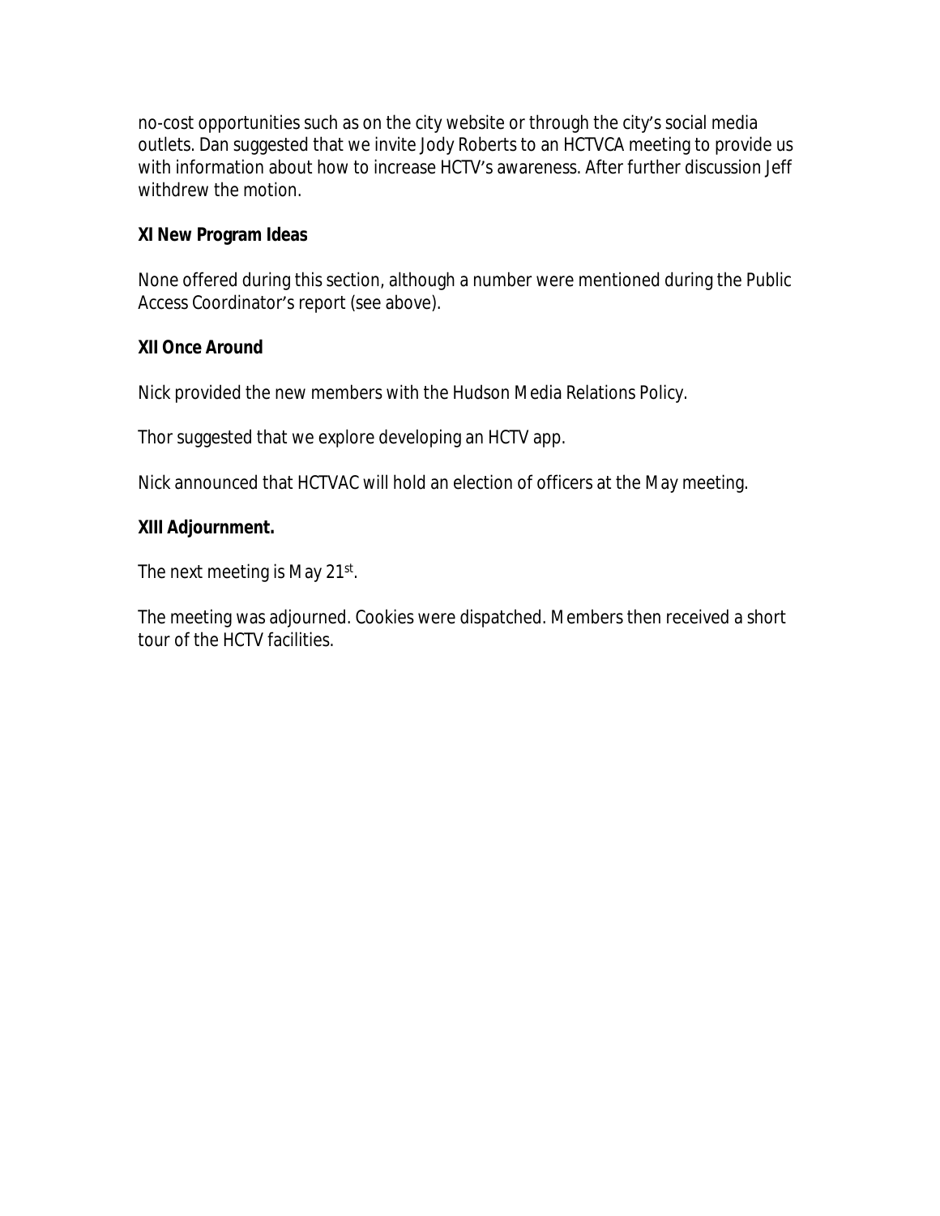no-cost opportunities such as on the city website or through the city's social media outlets. Dan suggested that we invite Jody Roberts to an HCTVCA meeting to provide us with information about how to increase HCTV's awareness. After further discussion Jeff withdrew the motion.

**XI New Program Ideas**

None offered during this section, although a number were mentioned during the Public Access Coordinator's report (see above).

**XII Once Around**

Nick provided the new members with the Hudson Media Relations Policy.

Thor suggested that we explore developing an HCTV app.

Nick announced that HCTVAC will hold an election of officers at the May meeting.

**XIII Adjournment.**

The next meeting is May 21st.

The meeting was adjourned. Cookies were dispatched. Members then received a short tour of the HCTV facilities.